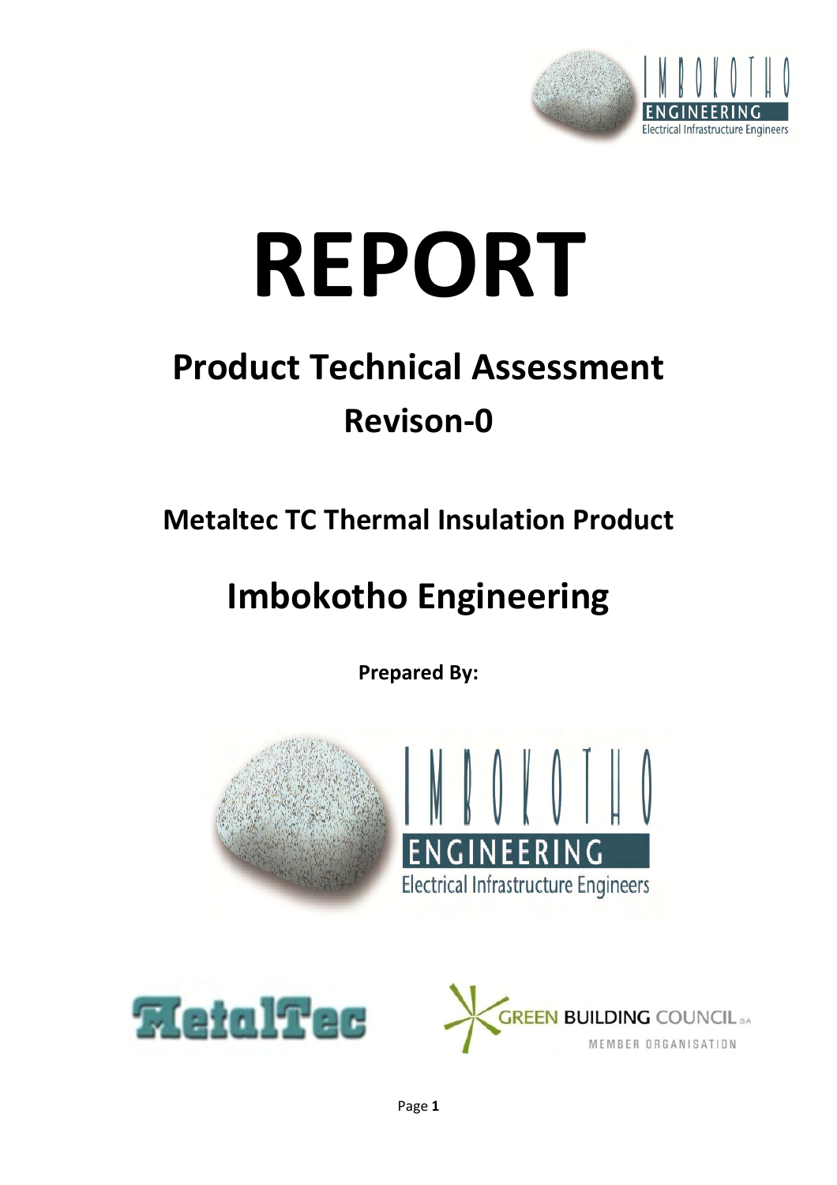# REPORT

## Product Technical Assessment

## Revison-0

### Metaltec TC Thermal Insulation Product

## Imbokotho Engineering

**Prepared By:**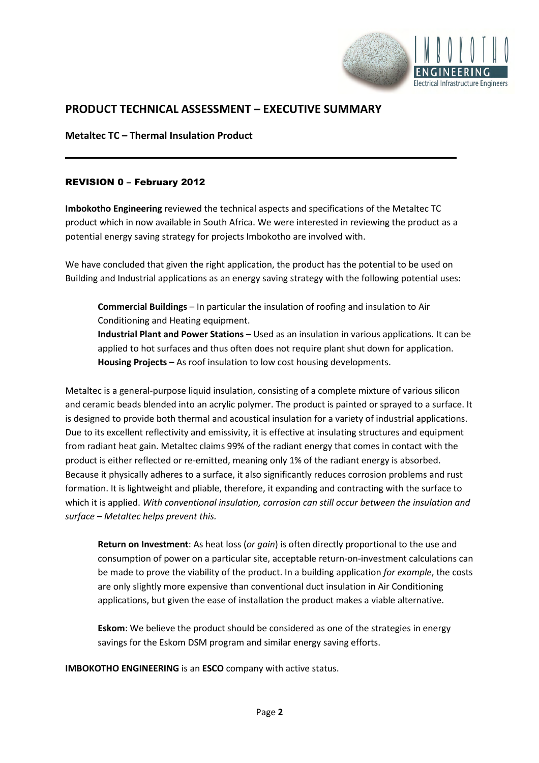# PRODUCT TECHNICAL ASSESSMENT – EXECUTIVE SUMMARY

## Metaltec TC – Thermal Insulation Product

---

### REVISION 0 – February 2012

**Imbokotho Engineering** reviewed the technical aspects and specifications of the Metaltec TC product which in now available in South Africa. We were interested in reviewing the product as a potential energy saving strategy for projects Imbokotho are involved with.

We have concluded that given the right application, the product has the potential to be used on Building and Industrial applications as an energy saving strategy with the following potential uses:

> **Commercial Buildings** – In particular the insulation of roofing and insulation to Air Conditioning and Heating equipment.
> **Industrial Plant and Power Stations** – Used as an insulation in various applications. It can be applied to hot surfaces and thus often does not require plant shut down for application.
> **Housing Projects –** As roof insulation to low cost housing developments.

Metaltec is a general-purpose liquid insulation, consisting of a complete mixture of various silicon and ceramic beads blended into an acrylic polymer. The product is painted or sprayed to a surface. It is designed to provide both thermal and acoustical insulation for a variety of industrial applications. Due to its excellent reflectivity and emissivity, it is effective at insulating structures and equipment from radiant heat gain. Metaltec claims 99% of the radiant energy that comes in contact with the product is either reflected or re-emitted, meaning only 1% of the radiant energy is absorbed. Because it physically adheres to a surface, it also significantly reduces corrosion problems and rust formation. It is lightweight and pliable, therefore, it expanding and contracting with the surface to which it is applied. *With conventional insulation, corrosion can still occur between the insulation and surface – Metaltec helps prevent this.*

> **Return on Investment**: As heat loss (*or gain*) is often directly proportional to the use and consumption of power on a particular site, acceptable return-on-investment calculations can be made to prove the viability of the product. In a building application *for example*, the costs are only slightly more expensive than conventional duct insulation in Air Conditioning applications, but given the ease of installation the product makes a viable alternative.
>
> **Eskom**: We believe the product should be considered as one of the strategies in energy savings for the Eskom DSM program and similar energy saving efforts.

**IMBOKOTHO ENGINEERING** is an **ESCO** company with active status.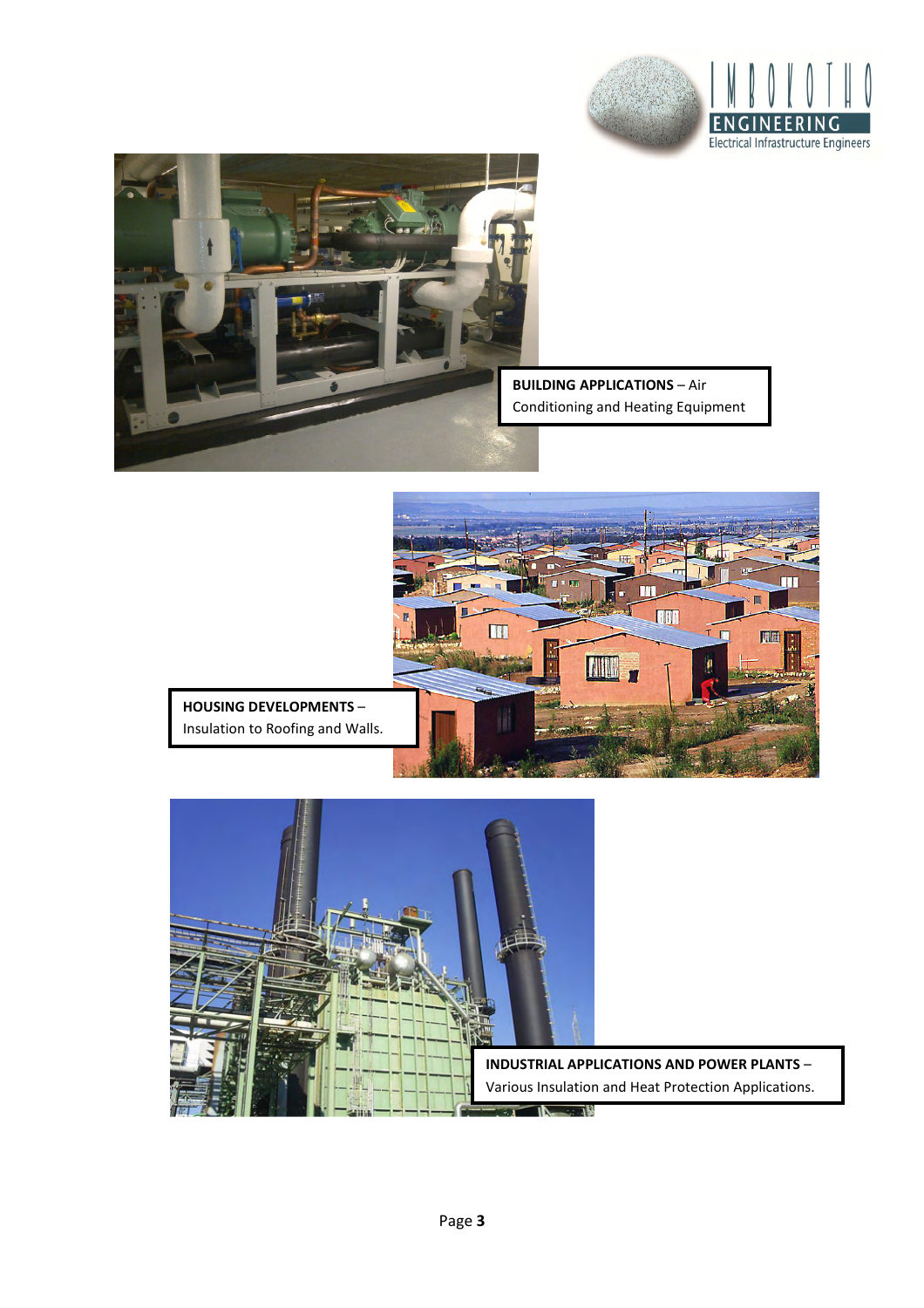**BUILDING APPLICATIONS** – Air Conditioning and Heating Equipment

**HOUSING DEVELOPMENTS** – Insulation to Roofing and Walls.

**INDUSTRIAL APPLICATIONS AND POWER PLANTS** – Various Insulation and Heat Protection Applications.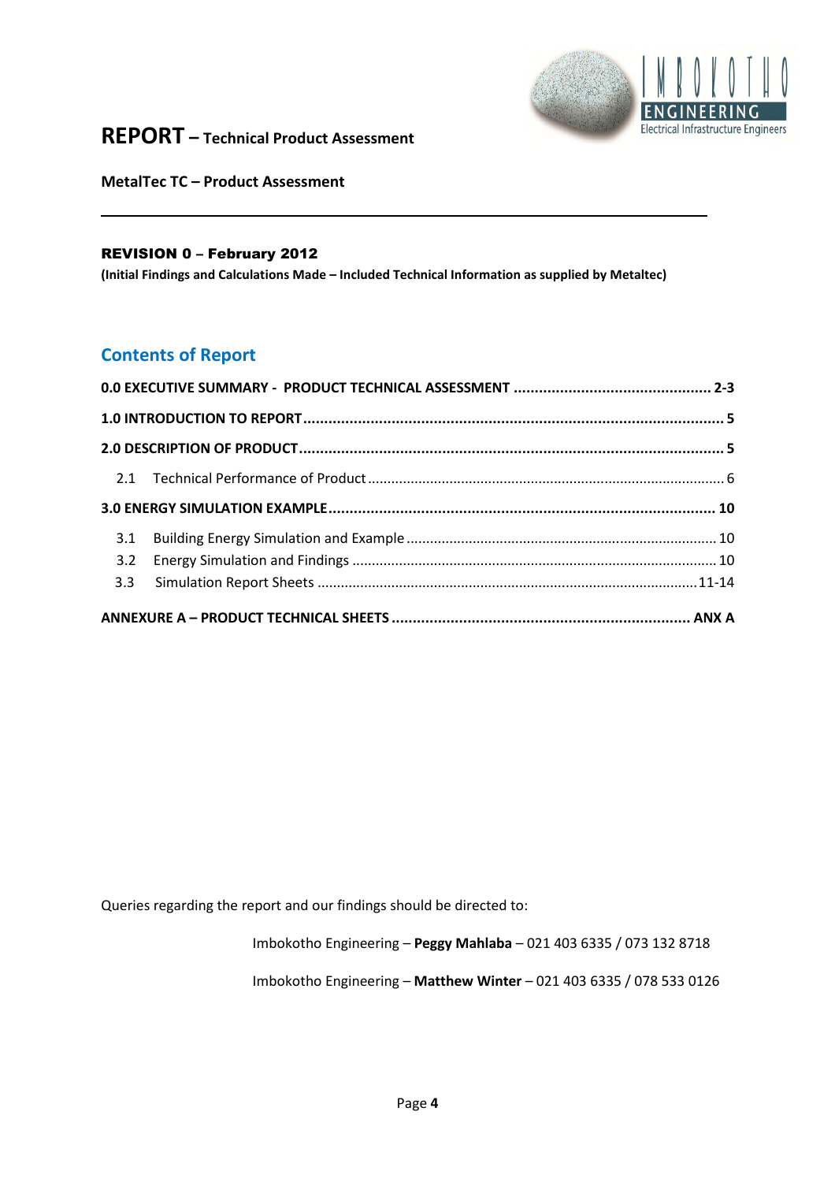# REPORT – Technical Product Assessment

**MetalTec TC – Product Assessment**

---

**REVISION 0 – February 2012**

**(Initial Findings and Calculations Made – Included Technical Information as supplied by Metaltec)**

## Contents of Report

**0.0 EXECUTIVE SUMMARY - PRODUCT TECHNICAL ASSESSMENT .............................................. 2-3**

**1.0 INTRODUCTION TO REPORT ................................................................................................... 5**

**2.0 DESCRIPTION OF PRODUCT ................................................................................................... 5**

2.1 Technical Performance of Product .......................................................................................... 6

**3.0 ENERGY SIMULATION EXAMPLE ........................................................................................... 10**

3.1 Building Energy Simulation and Example ............................................................................... 10

3.2 Energy Simulation and Findings ............................................................................................ 10

3.3 Simulation Report Sheets ................................................................................................ 11-14

**ANNEXURE A – PRODUCT TECHNICAL SHEETS ...................................................................... ANX A**

Queries regarding the report and our findings should be directed to:

Imbokotho Engineering – **Peggy Mahlaba** – 021 403 6335 / 073 132 8718

Imbokotho Engineering – **Matthew Winter** – 021 403 6335 / 078 533 0126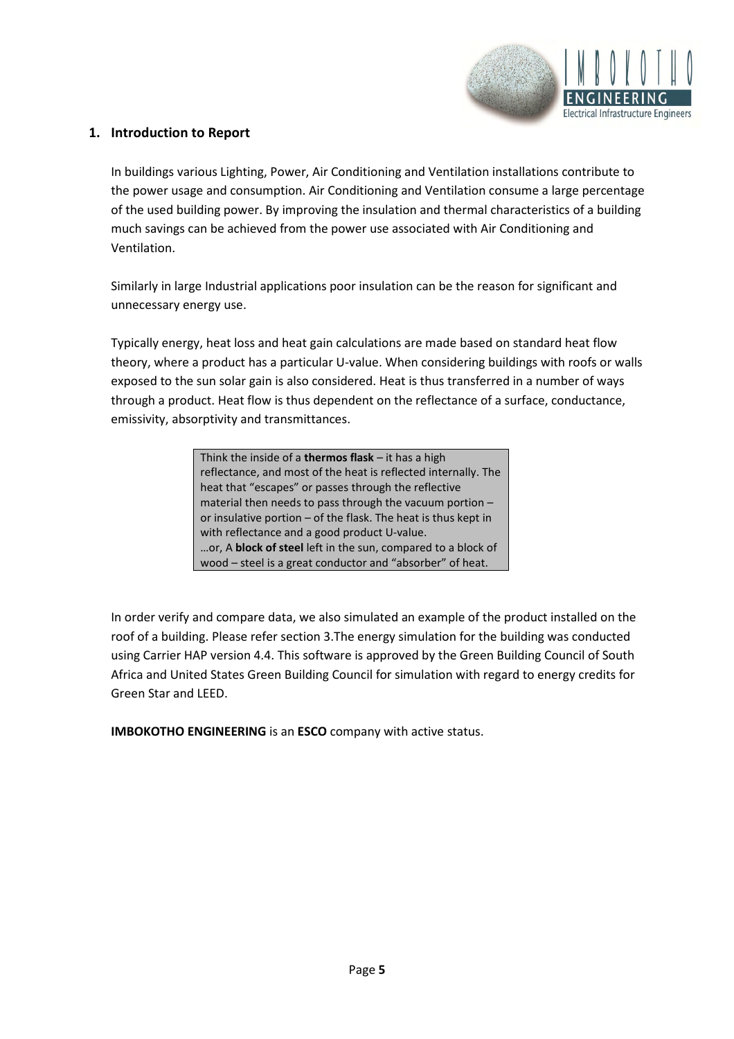## 1. Introduction to Report

In buildings various Lighting, Power, Air Conditioning and Ventilation installations contribute to the power usage and consumption. Air Conditioning and Ventilation consume a large percentage of the used building power. By improving the insulation and thermal characteristics of a building much savings can be achieved from the power use associated with Air Conditioning and Ventilation.

Similarly in large Industrial applications poor insulation can be the reason for significant and unnecessary energy use.

Typically energy, heat loss and heat gain calculations are made based on standard heat flow theory, where a product has a particular U-value. When considering buildings with roofs or walls exposed to the sun solar gain is also considered. Heat is thus transferred in a number of ways through a product. Heat flow is thus dependent on the reflectance of a surface, conductance, emissivity, absorptivity and transmittances.

> Think the inside of a **thermos flask** – it has a high reflectance, and most of the heat is reflected internally. The heat that "escapes" or passes through the reflective material then needs to pass through the vacuum portion – or insulative portion – of the flask. The heat is thus kept in with reflectance and a good product U-value.
> …or, A **block of steel** left in the sun, compared to a block of wood – steel is a great conductor and "absorber" of heat.

In order verify and compare data, we also simulated an example of the product installed on the roof of a building. Please refer section 3.The energy simulation for the building was conducted using Carrier HAP version 4.4. This software is approved by the Green Building Council of South Africa and United States Green Building Council for simulation with regard to energy credits for Green Star and LEED.

**IMBOKOTHO ENGINEERING** is an **ESCO** company with active status.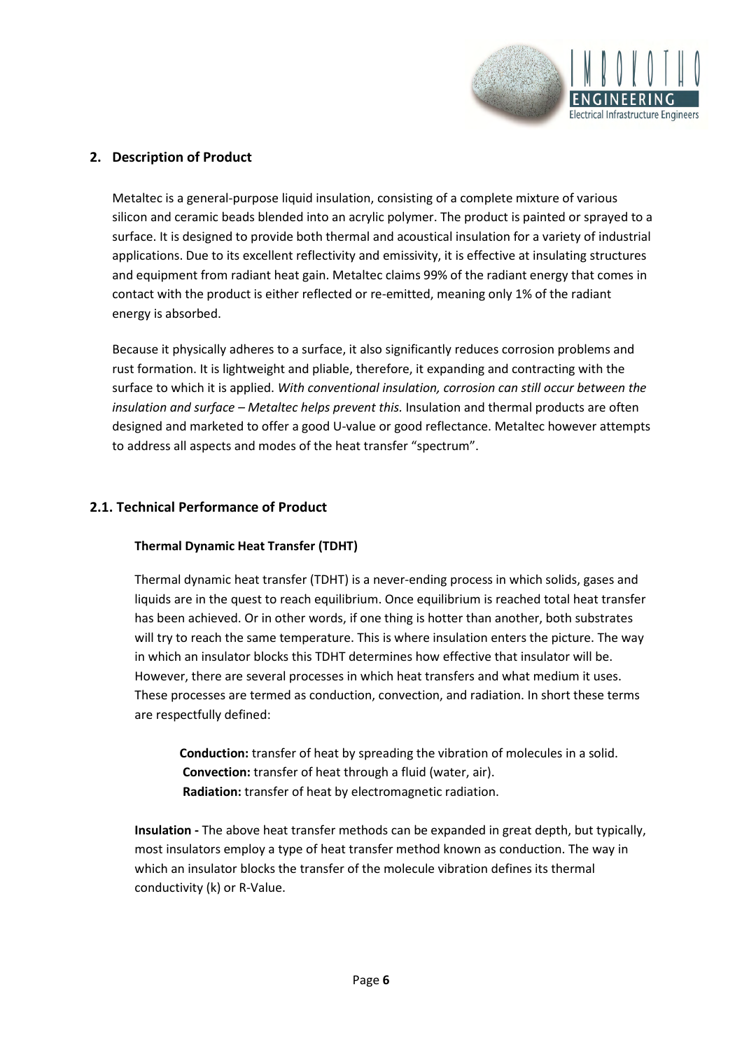## 2. Description of Product

Metaltec is a general-purpose liquid insulation, consisting of a complete mixture of various silicon and ceramic beads blended into an acrylic polymer. The product is painted or sprayed to a surface. It is designed to provide both thermal and acoustical insulation for a variety of industrial applications. Due to its excellent reflectivity and emissivity, it is effective at insulating structures and equipment from radiant heat gain. Metaltec claims 99% of the radiant energy that comes in contact with the product is either reflected or re-emitted, meaning only 1% of the radiant energy is absorbed.

Because it physically adheres to a surface, it also significantly reduces corrosion problems and rust formation. It is lightweight and pliable, therefore, it expanding and contracting with the surface to which it is applied. *With conventional insulation, corrosion can still occur between the insulation and surface – Metaltec helps prevent this.* Insulation and thermal products are often designed and marketed to offer a good U-value or good reflectance. Metaltec however attempts to address all aspects and modes of the heat transfer "spectrum".

### 2.1. Technical Performance of Product

**Thermal Dynamic Heat Transfer (TDHT)**

Thermal dynamic heat transfer (TDHT) is a never-ending process in which solids, gases and liquids are in the quest to reach equilibrium. Once equilibrium is reached total heat transfer has been achieved. Or in other words, if one thing is hotter than another, both substrates will try to reach the same temperature. This is where insulation enters the picture. The way in which an insulator blocks this TDHT determines how effective that insulator will be. However, there are several processes in which heat transfers and what medium it uses. These processes are termed as conduction, convection, and radiation. In short these terms are respectfully defined:

**Conduction:** transfer of heat by spreading the vibration of molecules in a solid.
**Convection:** transfer of heat through a fluid (water, air).
**Radiation:** transfer of heat by electromagnetic radiation.

**Insulation -** The above heat transfer methods can be expanded in great depth, but typically, most insulators employ a type of heat transfer method known as conduction. The way in which an insulator blocks the transfer of the molecule vibration defines its thermal conductivity (k) or R-Value.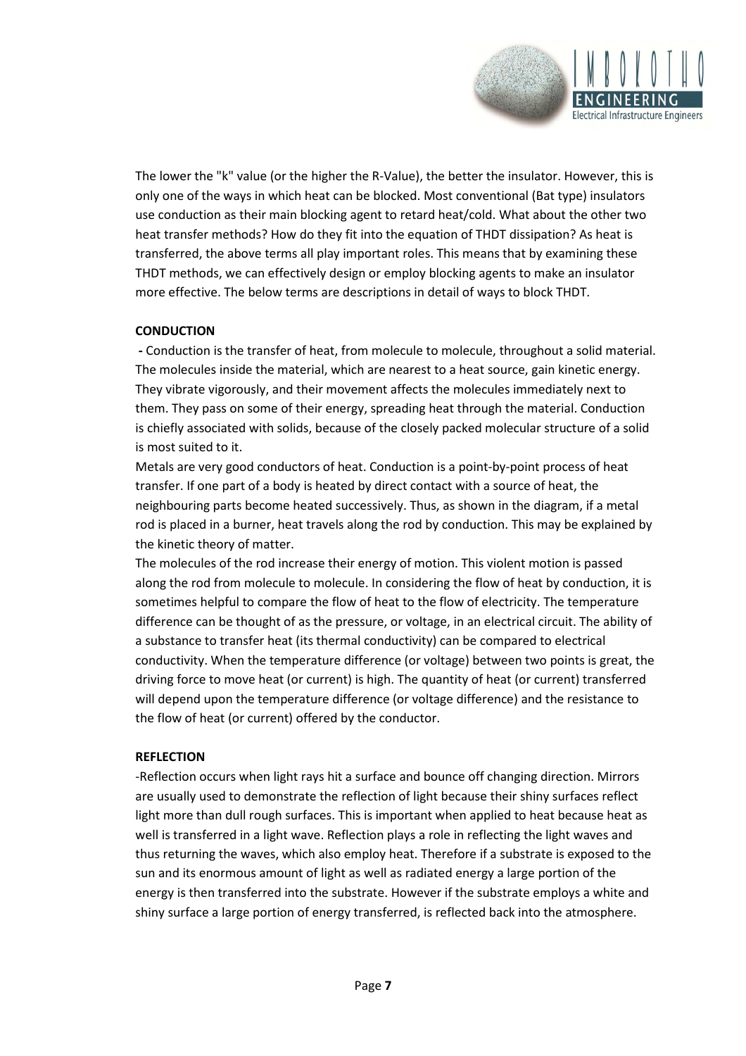The lower the "k" value (or the higher the R-Value), the better the insulator. However, this is only one of the ways in which heat can be blocked. Most conventional (Bat type) insulators use conduction as their main blocking agent to retard heat/cold. What about the other two heat transfer methods? How do they fit into the equation of THDT dissipation? As heat is transferred, the above terms all play important roles. This means that by examining these THDT methods, we can effectively design or employ blocking agents to make an insulator more effective. The below terms are descriptions in detail of ways to block THDT.

**CONDUCTION**

**-** Conduction is the transfer of heat, from molecule to molecule, throughout a solid material. The molecules inside the material, which are nearest to a heat source, gain kinetic energy. They vibrate vigorously, and their movement affects the molecules immediately next to them. They pass on some of their energy, spreading heat through the material. Conduction is chiefly associated with solids, because of the closely packed molecular structure of a solid is most suited to it.

Metals are very good conductors of heat. Conduction is a point-by-point process of heat transfer. If one part of a body is heated by direct contact with a source of heat, the neighbouring parts become heated successively. Thus, as shown in the diagram, if a metal rod is placed in a burner, heat travels along the rod by conduction. This may be explained by the kinetic theory of matter.

The molecules of the rod increase their energy of motion. This violent motion is passed along the rod from molecule to molecule. In considering the flow of heat by conduction, it is sometimes helpful to compare the flow of heat to the flow of electricity. The temperature difference can be thought of as the pressure, or voltage, in an electrical circuit. The ability of a substance to transfer heat (its thermal conductivity) can be compared to electrical conductivity. When the temperature difference (or voltage) between two points is great, the driving force to move heat (or current) is high. The quantity of heat (or current) transferred will depend upon the temperature difference (or voltage difference) and the resistance to the flow of heat (or current) offered by the conductor.

**REFLECTION**

-Reflection occurs when light rays hit a surface and bounce off changing direction. Mirrors are usually used to demonstrate the reflection of light because their shiny surfaces reflect light more than dull rough surfaces. This is important when applied to heat because heat as well is transferred in a light wave. Reflection plays a role in reflecting the light waves and thus returning the waves, which also employ heat. Therefore if a substrate is exposed to the sun and its enormous amount of light as well as radiated energy a large portion of the energy is then transferred into the substrate. However if the substrate employs a white and shiny surface a large portion of energy transferred, is reflected back into the atmosphere.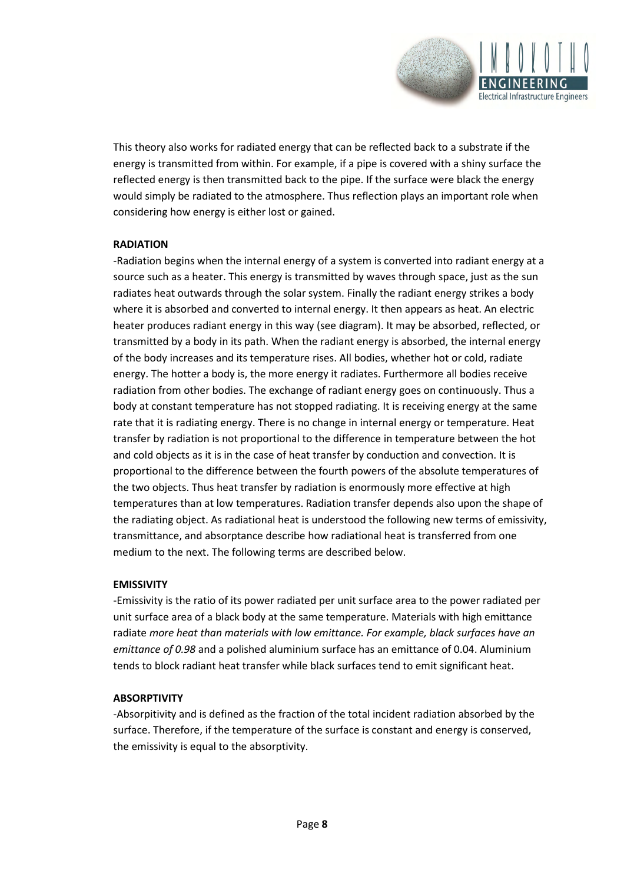This theory also works for radiated energy that can be reflected back to a substrate if the energy is transmitted from within. For example, if a pipe is covered with a shiny surface the reflected energy is then transmitted back to the pipe. If the surface were black the energy would simply be radiated to the atmosphere. Thus reflection plays an important role when considering how energy is either lost or gained.

**RADIATION**

-Radiation begins when the internal energy of a system is converted into radiant energy at a source such as a heater. This energy is transmitted by waves through space, just as the sun radiates heat outwards through the solar system. Finally the radiant energy strikes a body where it is absorbed and converted to internal energy. It then appears as heat. An electric heater produces radiant energy in this way (see diagram). It may be absorbed, reflected, or transmitted by a body in its path. When the radiant energy is absorbed, the internal energy of the body increases and its temperature rises. All bodies, whether hot or cold, radiate energy. The hotter a body is, the more energy it radiates. Furthermore all bodies receive radiation from other bodies. The exchange of radiant energy goes on continuously. Thus a body at constant temperature has not stopped radiating. It is receiving energy at the same rate that it is radiating energy. There is no change in internal energy or temperature. Heat transfer by radiation is not proportional to the difference in temperature between the hot and cold objects as it is in the case of heat transfer by conduction and convection. It is proportional to the difference between the fourth powers of the absolute temperatures of the two objects. Thus heat transfer by radiation is enormously more effective at high temperatures than at low temperatures. Radiation transfer depends also upon the shape of the radiating object. As radiational heat is understood the following new terms of emissivity, transmittance, and absorptance describe how radiational heat is transferred from one medium to the next. The following terms are described below.

**EMISSIVITY**

-Emissivity is the ratio of its power radiated per unit surface area to the power radiated per unit surface area of a black body at the same temperature. Materials with high emittance radiate *more heat than materials with low emittance. For example, black surfaces have an emittance of 0.98* and a polished aluminium surface has an emittance of 0.04. Aluminium tends to block radiant heat transfer while black surfaces tend to emit significant heat.

**ABSORPTIVITY**

-Absorpitivity and is defined as the fraction of the total incident radiation absorbed by the surface. Therefore, if the temperature of the surface is constant and energy is conserved, the emissivity is equal to the absorptivity.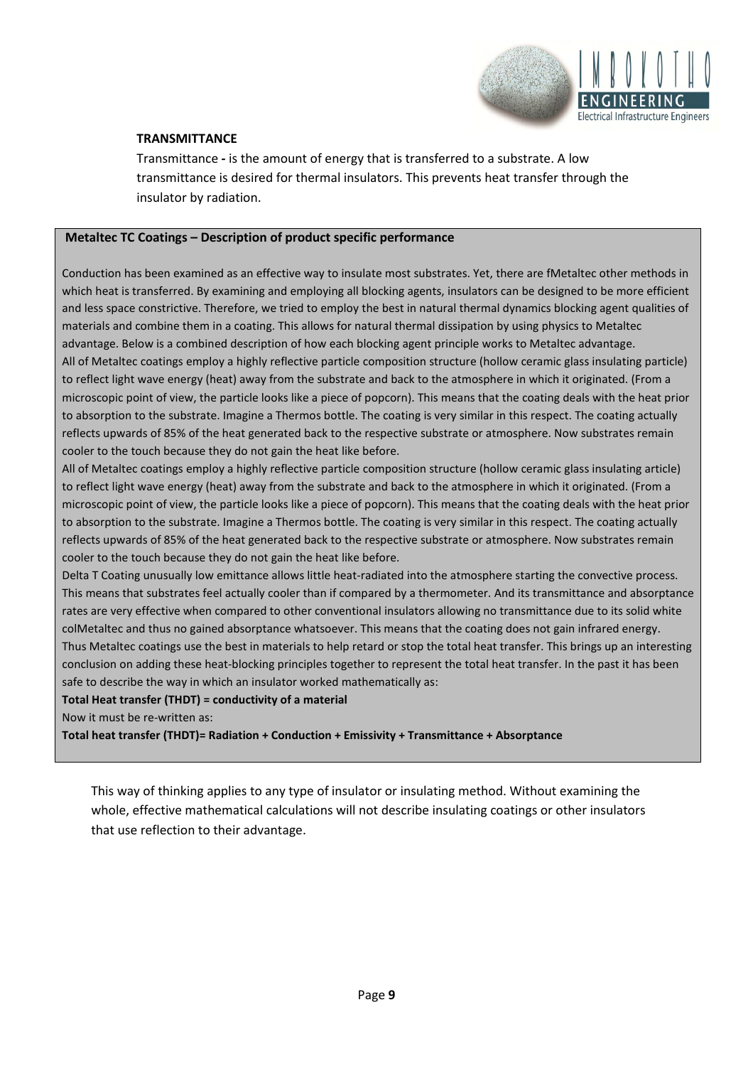**TRANSMITTANCE**

Transmittance **-** is the amount of energy that is transferred to a substrate. A low transmittance is desired for thermal insulators. This prevents heat transfer through the insulator by radiation.

**Metaltec TC Coatings – Description of product specific performance**

Conduction has been examined as an effective way to insulate most substrates. Yet, there are fMetaltec other methods in which heat is transferred. By examining and employing all blocking agents, insulators can be designed to be more efficient and less space constrictive. Therefore, we tried to employ the best in natural thermal dynamics blocking agent qualities of materials and combine them in a coating. This allows for natural thermal dissipation by using physics to Metaltec advantage. Below is a combined description of how each blocking agent principle works to Metaltec advantage.

All of Metaltec coatings employ a highly reflective particle composition structure (hollow ceramic glass insulating particle) to reflect light wave energy (heat) away from the substrate and back to the atmosphere in which it originated. (From a microscopic point of view, the particle looks like a piece of popcorn). This means that the coating deals with the heat prior to absorption to the substrate. Imagine a Thermos bottle. The coating is very similar in this respect. The coating actually reflects upwards of 85% of the heat generated back to the respective substrate or atmosphere. Now substrates remain cooler to the touch because they do not gain the heat like before.

All of Metaltec coatings employ a highly reflective particle composition structure (hollow ceramic glass insulating article) to reflect light wave energy (heat) away from the substrate and back to the atmosphere in which it originated. (From a microscopic point of view, the particle looks like a piece of popcorn). This means that the coating deals with the heat prior to absorption to the substrate. Imagine a Thermos bottle. The coating is very similar in this respect. The coating actually reflects upwards of 85% of the heat generated back to the respective substrate or atmosphere. Now substrates remain cooler to the touch because they do not gain the heat like before.

Delta T Coating unusually low emittance allows little heat-radiated into the atmosphere starting the convective process. This means that substrates feel actually cooler than if compared by a thermometer. And its transmittance and absorptance rates are very effective when compared to other conventional insulators allowing no transmittance due to its solid white colMetaltec and thus no gained absorptance whatsoever. This means that the coating does not gain infrared energy.

Thus Metaltec coatings use the best in materials to help retard or stop the total heat transfer. This brings up an interesting conclusion on adding these heat-blocking principles together to represent the total heat transfer. In the past it has been safe to describe the way in which an insulator worked mathematically as:

**Total Heat transfer (THDT) = conductivity of a material**

Now it must be re-written as:

**Total heat transfer (THDT)= Radiation + Conduction + Emissivity + Transmittance + Absorptance**

This way of thinking applies to any type of insulator or insulating method. Without examining the whole, effective mathematical calculations will not describe insulating coatings or other insulators that use reflection to their advantage.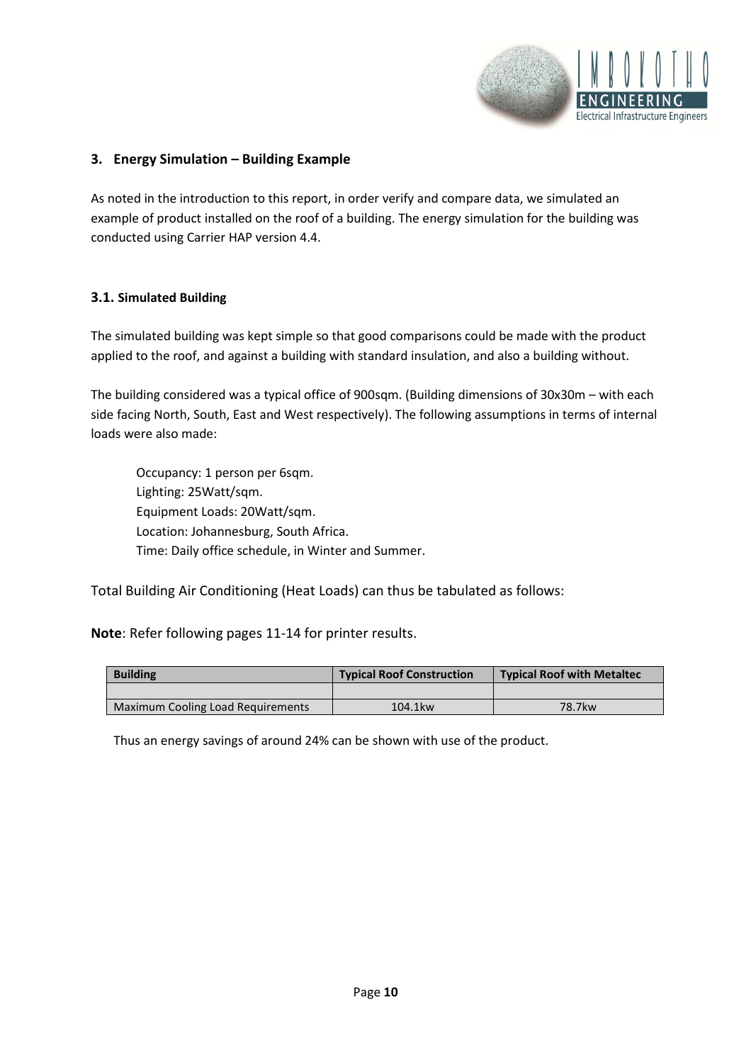## 3. Energy Simulation – Building Example

As noted in the introduction to this report, in order verify and compare data, we simulated an example of product installed on the roof of a building. The energy simulation for the building was conducted using Carrier HAP version 4.4.

### 3.1. Simulated Building

The simulated building was kept simple so that good comparisons could be made with the product applied to the roof, and against a building with standard insulation, and also a building without.

The building considered was a typical office of 900sqm. (Building dimensions of 30x30m – with each side facing North, South, East and West respectively). The following assumptions in terms of internal loads were also made:

Occupancy: 1 person per 6sqm.
Lighting: 25Watt/sqm.
Equipment Loads: 20Watt/sqm.
Location: Johannesburg, South Africa.
Time: Daily office schedule, in Winter and Summer.

Total Building Air Conditioning (Heat Loads) can thus be tabulated as follows:

**Note**: Refer following pages 11-14 for printer results.

| Building | Typical Roof Construction | Typical Roof with Metaltec |
|---|---|---|
| | | |
| Maximum Cooling Load Requirements | 104.1kw | 78.7kw |

Thus an energy savings of around 24% can be shown with use of the product.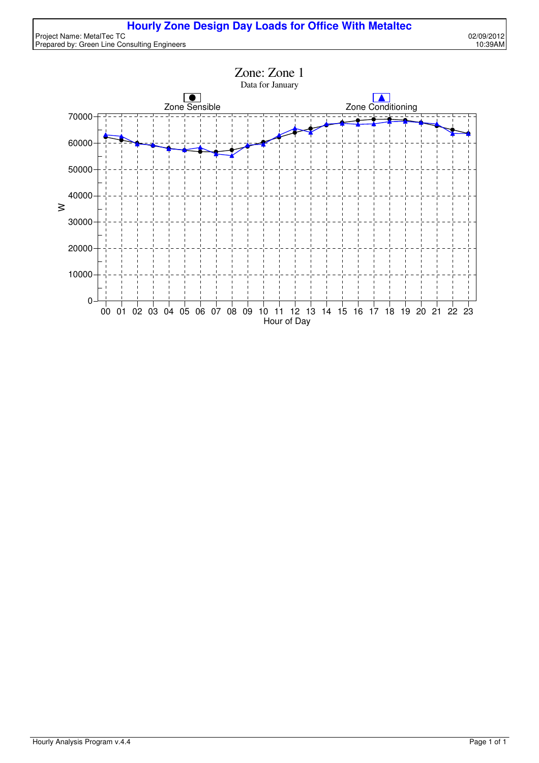# Hourly Zone Design Day Loads for Office With Metaltec

Project Name: MetalTec TC
Prepared by: Green Line Consulting Engineers

02/09/2012
10:39AM

## Zone: Zone 1

Data for January

Zone Sensible

Zone Conditioning

70000
60000
50000
40000
30000
20000
10000
0

W

00 01 02 03 04 05 06 07 08 09 10 11 12 13 14 15 16 17 18 19 20 21 22 23

Hour of Day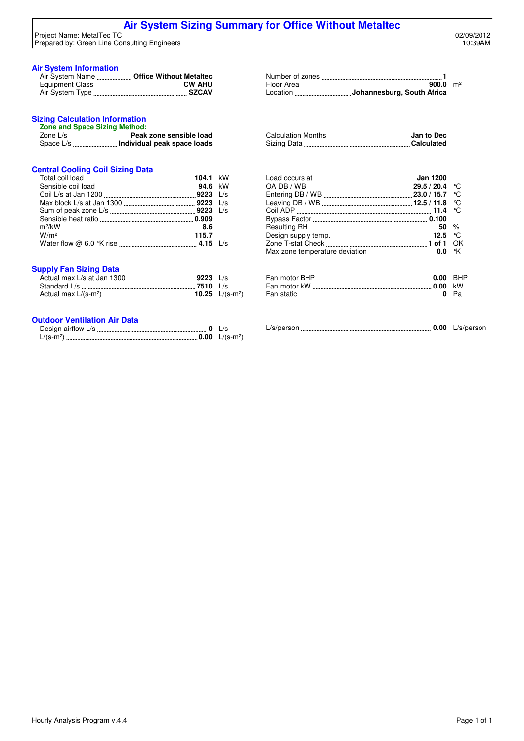# Air System Sizing Summary for Office Without Metaltec

Project Name: MetalTec TC
Prepared by: Green Line Consulting Engineers

02/09/2012
10:39AM

## Air System Information

| | | | | | |
|---|---|---|---|---|---|
| Air System Name | Office Without Metaltec | | Number of zones | 1 | |
| Equipment Class | CW AHU | | Floor Area | 900.0 | m² |
| Air System Type | SZCAV | | Location | Johannesburg, South Africa | |

## Sizing Calculation Information

**Zone and Space Sizing Method:**

| | | | |
|---|---|---|---|
| Zone L/s | Peak zone sensible load | Calculation Months | Jan to Dec |
| Space L/s | Individual peak space loads | Sizing Data | Calculated |

## Central Cooling Coil Sizing Data

| | | | | | |
|---|---|---|---|---|---|
| Total coil load | 104.1 | kW | Load occurs at | Jan 1200 | |
| Sensible coil load | 94.6 | kW | OA DB / WB | 29.5 / 20.4 | °C |
| Coil L/s at Jan 1200 | 9223 | L/s | Entering DB / WB | 23.0 / 15.7 | °C |
| Max block L/s at Jan 1300 | 9223 | L/s | Leaving DB / WB | 12.5 / 11.8 | °C |
| Sum of peak zone L/s | 9223 | L/s | Coil ADP | 11.4 | °C |
| Sensible heat ratio | 0.909 | | Bypass Factor | 0.100 | |
| m²/kW | 8.6 | | Resulting RH | 50 | % |
| W/m² | 115.7 | | Design supply temp. | 12.5 | °C |
| Water flow @ 6.0 °K rise | 4.15 | L/s | Zone T-stat Check | 1 of 1 | OK |
| | | | Max zone temperature deviation | 0.0 | °K |

## Supply Fan Sizing Data

| | | | | | |
|---|---|---|---|---|---|
| Actual max L/s at Jan 1300 | 9223 | L/s | Fan motor BHP | 0.00 | BHP |
| Standard L/s | 7510 | L/s | Fan motor kW | 0.00 | kW |
| Actual max L/(s-m²) | 10.25 | L/(s-m²) | Fan static | 0 | Pa |

## Outdoor Ventilation Air Data

| | | | | | |
|---|---|---|---|---|---|
| Design airflow L/s | 0 | L/s | L/s/person | 0.00 | L/s/person |
| L/(s-m²) | 0.00 | L/(s-m²) | | | |

Hourly Analysis Program v.4.4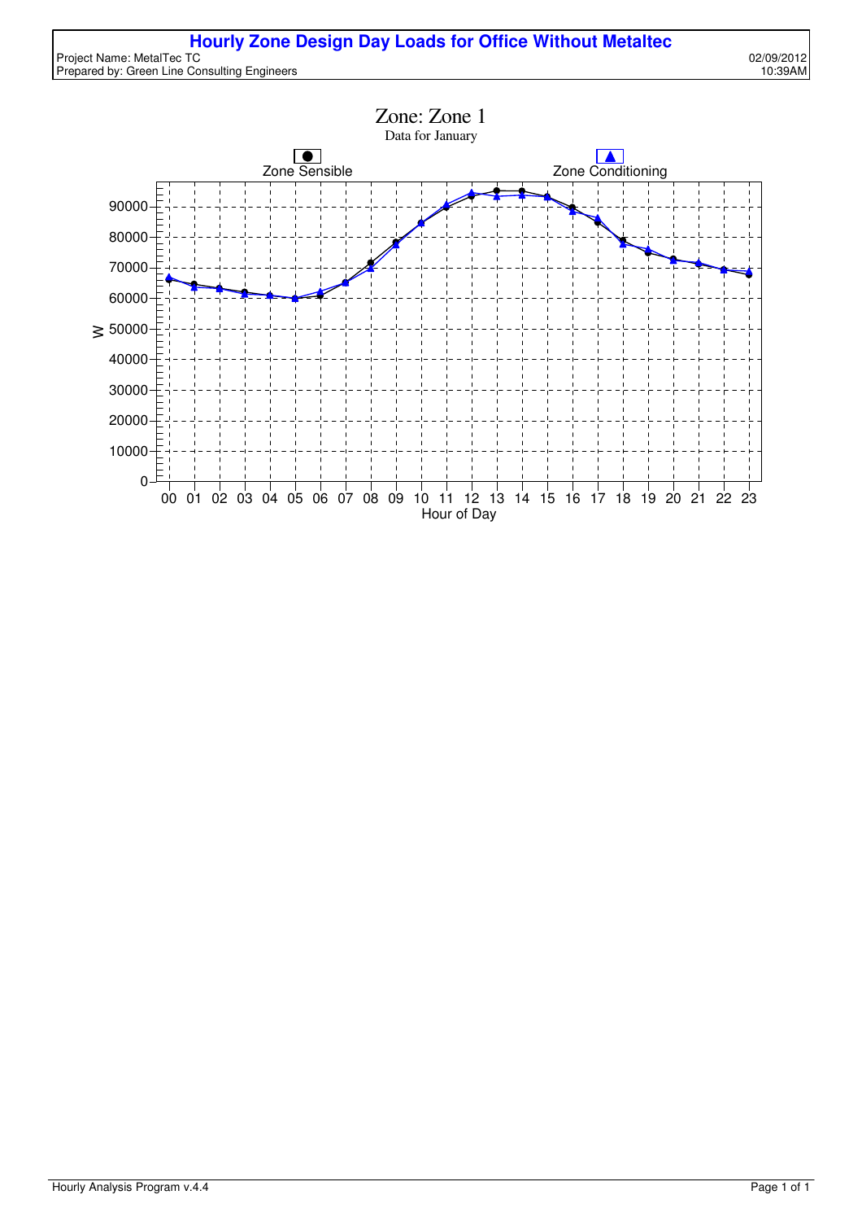# Hourly Zone Design Day Loads for Office Without Metaltec

Project Name: MetalTec TC
Prepared by: Green Line Consulting Engineers

02/09/2012
10:39AM

## Zone: Zone 1

Data for January

Zone Sensible    Zone Conditioning

W

Hour of Day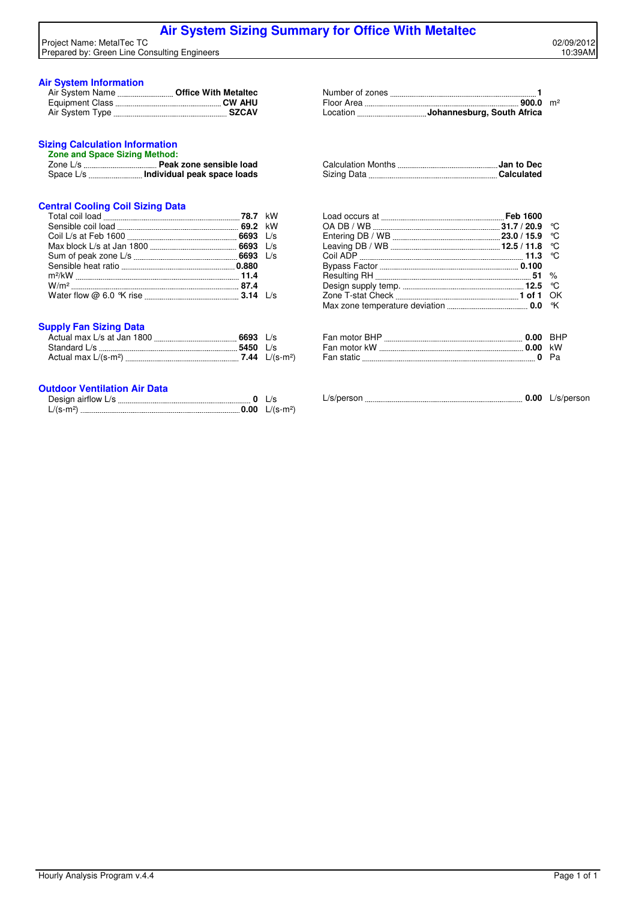# Air System Sizing Summary for Office With Metaltec

Project Name: MetalTec TC
Prepared by: Green Line Consulting Engineers

02/09/2012
10:39AM

## Air System Information

| | | |
|---|---|---|
| Air System Name | Office With Metaltec | |
| Equipment Class | CW AHU | |
| Air System Type | SZCAV | |
| Number of zones | 1 | |
| Floor Area | 900.0 | m² |
| Location | Johannesburg, South Africa | |

## Sizing Calculation Information

**Zone and Space Sizing Method:**

| | | |
|---|---|---|
| Zone L/s | Peak zone sensible load | |
| Space L/s | Individual peak space loads | |
| Calculation Months | Jan to Dec | |
| Sizing Data | Calculated | |

## Central Cooling Coil Sizing Data

| | | |
|---|---|---|
| Total coil load | 78.7 | kW |
| Sensible coil load | 69.2 | kW |
| Coil L/s at Feb 1600 | 6693 | L/s |
| Max block L/s at Jan 1800 | 6693 | L/s |
| Sum of peak zone L/s | 6693 | L/s |
| Sensible heat ratio | 0.880 | |
| m²/kW | 11.4 | |
| W/m² | 87.4 | |
| Water flow @ 6.0 °K rise | 3.14 | L/s |
| Load occurs at | Feb 1600 | |
| OA DB / WB | 31.7 / 20.9 | °C |
| Entering DB / WB | 23.0 / 15.9 | °C |
| Leaving DB / WB | 12.5 / 11.8 | °C |
| Coil ADP | 11.3 | °C |
| Bypass Factor | 0.100 | |
| Resulting RH | 51 | % |
| Design supply temp. | 12.5 | °C |
| Zone T-stat Check | 1 of 1 | OK |
| Max zone temperature deviation | 0.0 | °K |

## Supply Fan Sizing Data

| | | |
|---|---|---|
| Actual max L/s at Jan 1800 | 6693 | L/s |
| Standard L/s | 5450 | L/s |
| Actual max L/(s-m²) | 7.44 | L/(s-m²) |
| Fan motor BHP | 0.00 | BHP |
| Fan motor kW | 0.00 | kW |
| Fan static | 0 | Pa |

## Outdoor Ventilation Air Data

| | | |
|---|---|---|
| Design airflow L/s | 0 | L/s |
| L/(s-m²) | 0.00 | L/(s-m²) |
| L/s/person | 0.00 | L/s/person |

Hourly Analysis Program v.4.4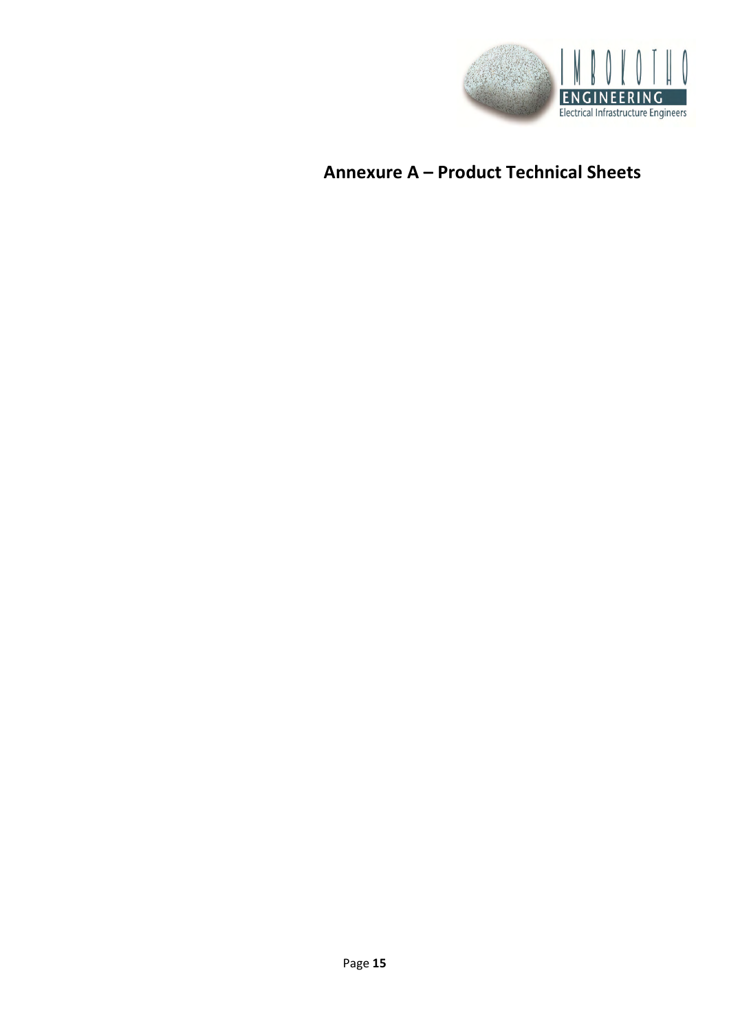# Annexure A – Product Technical Sheets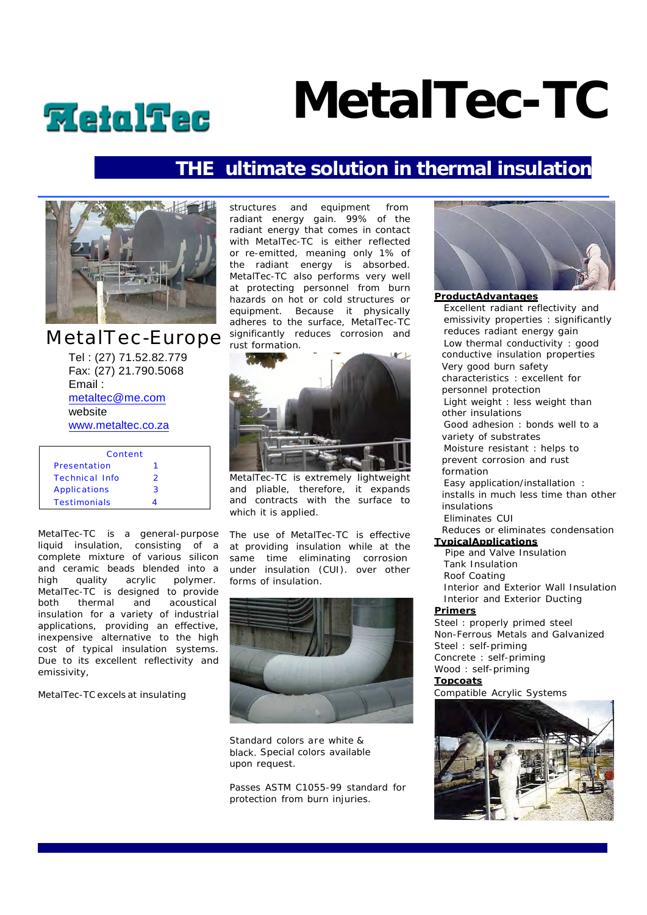# MetalTec-TC

## THE ultimate solution in thermal insulation

## MetalTec-Europe

Tel : (27) 71.52.82.779
Fax: (27) 21.790.5068
Email :
metaltec@me.com
website
www.metaltec.co.za

| Content | |
|---|---|
| Presentation | 1 |
| Technical Info | 2 |
| Applications | 3 |
| Testimonials | 4 |

MetalTec-TC is a general-purpose liquid insulation, consisting of a complete mixture of various silicon and ceramic beads blended into a high quality acrylic polymer. MetalTec-TC is designed to provide both thermal and acoustical insulation for a variety of industrial applications, providing an effective, inexpensive alternative to the high cost of typical insulation systems. Due to its excellent reflectivity and emissivity,

MetalTec-TC excels at insulating structures and equipment from radiant energy gain. 99% of the radiant energy that comes in contact with MetalTec-TC is either reflected or re-emitted, meaning only 1% of the radiant energy is absorbed. MetalTec-TC also performs very well at protecting personnel from burn hazards on hot or cold structures or equipment. Because it physically adheres to the surface, MetalTec-TC significantly reduces corrosion and rust formation.

MetalTec-TC is extremely lightweight and pliable, therefore, it expands and contracts with the surface to which it is applied.

The use of MetalTec-TC is effective at providing insulation while at the same time eliminating corrosion under insulation (CUI). over other forms of insulation.

Standard colors are white & black. Special colors available upon request.

Passes ASTM C1055-99 standard for protection from burn injuries.

**ProductAdvantages**

- Excellent radiant reflectivity and emissivity properties : significantly reduces radiant energy gain
- Low thermal conductivity : good conductive insulation properties
- Very good burn safety characteristics : excellent for personnel protection
- Light weight : less weight than other insulations
- Good adhesion : bonds well to a variety of substrates
- Moisture resistant : helps to prevent corrosion and rust formation
- Easy application/installation : installs in much less time than other insulations
- Eliminates CUI
- Reduces or eliminates condensation

**TypicalApplications**

- Pipe and Valve Insulation
- Tank Insulation
- Roof Coating
- Interior and Exterior Wall Insulation
- Interior and Exterior Ducting

**Primers**

Steel : properly primed steel
Non-Ferrous Metals and Galvanized
Steel : self-priming
Concrete : self-priming
Wood : self-priming

**Topcoats**

Compatible Acrylic Systems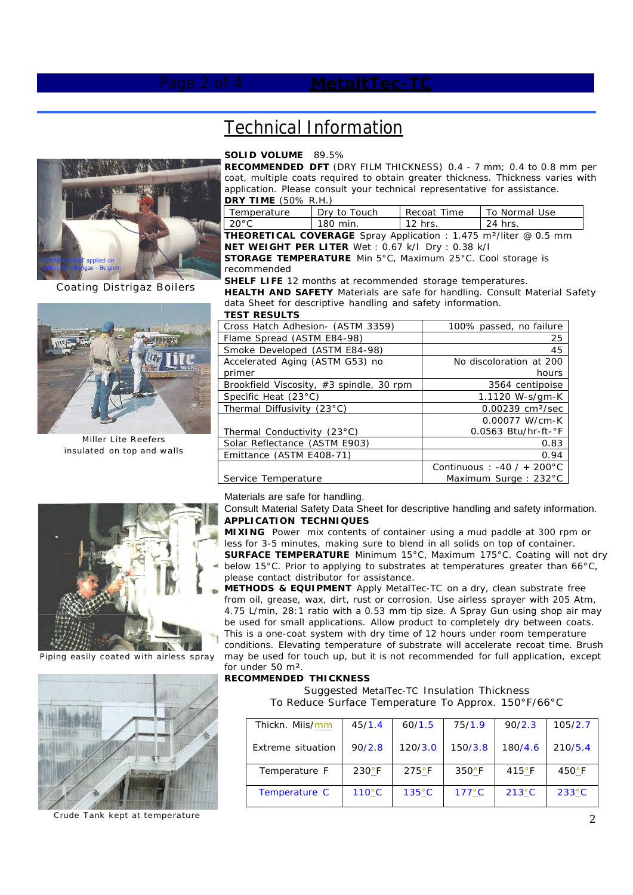# Technical Information

Coating Distrigaz Boilers

Miller Lite Reefers insulated on top and walls

**SOLID VOLUME** 89.5%

**RECOMMENDED DFT** (DRY FILM THICKNESS) 0.4 - 7 mm; 0.4 to 0.8 mm per coat, multiple coats required to obtain greater thickness. Thickness varies with application. Please consult your technical representative for assistance.

**DRY TIME** (50% R.H.)

| Temperature | Dry to Touch | Recoat Time | To Normal Use |
|---|---|---|---|
| 20°C | 180 min. | 12 hrs. | 24 hrs. |

**THEORETICAL COVERAGE** Spray Application : 1.475 m²/liter @ 0.5 mm

**NET WEIGHT PER LITER** Wet : 0.67 k/l Dry : 0.38 k/l

**STORAGE TEMPERATURE** Min 5°C, Maximum 25°C. Cool storage is recommended

**SHELF LIFE** 12 months at recommended storage temperatures.

**HEALTH AND SAFETY** Materials are safe for handling. Consult Material Safety data Sheet for descriptive handling and safety information.

**TEST RESULTS**

| Test | Result |
|---|---|
| Cross Hatch Adhesion- (ASTM 3359) | 100% passed, no failure |
| Flame Spread (ASTM E84-98) | 25 |
| Smoke Developed (ASTM E84-98) | 45 |
| Accelerated Aging (ASTM G53) no primer | No discoloration at 200 hours |
| Brookfield Viscosity, #3 spindle, 30 rpm | 3564 centipoise |
| Specific Heat (23°C) | 1.1120 W-s/gm-K |
| Thermal Diffusivity (23°C) | 0.00239 cm²/sec |
| Thermal Conductivity (23°C) | 0.00077 W/cm-K 0.0563 Btu/hr-ft-°F |
| Solar Reflectance (ASTM E903) | 0.83 |
| Emittance (ASTM E408-71) | 0.94 |
| Service Temperature | Continuous : -40 / + 200°C Maximum Surge : 232°C |

Materials are safe for handling.
Consult Material Safety Data Sheet for descriptive handling and safety information.

**APPLICATION TECHNIQUES**

**MIXING** Power mix contents of container using a mud paddle at 300 rpm or less for 3-5 minutes, making sure to blend in all solids on top of container.

**SURFACE TEMPERATURE** Minimum 15°C, Maximum 175°C. Coating will not dry below 15°C. Prior to applying to substrates at temperatures greater than 66°C, please contact distributor for assistance.

**METHODS & EQUIPMENT** Apply MetalTec-TC on a dry, clean substrate free from oil, grease, wax, dirt, rust or corrosion. Use airless sprayer with 205 Atm, 4.75 L/min, 28:1 ratio with a 0.53 mm tip size. A Spray Gun using shop air may be used for small applications. Allow product to completely dry between coats. This is a one-coat system with dry time of 12 hours under room temperature conditions. Elevating temperature of substrate will accelerate recoat time. Brush may be used for touch up, but it is not recommended for full application, except for under 50 m².

Piping easily coated with airless spray

**RECOMMENDED THICKNESS**

Suggested MetalTec-TC Insulation Thickness
To Reduce Surface Temperature To Approx. 150°F/66°C

| Thickn. Mils/mm | 45/1.4 | 60/1.5 | 75/1.9 | 90/2.3 | 105/2.7 |
|---|---|---|---|---|---|
| Extreme situation | 90/2.8 | 120/3.0 | 150/3.8 | 180/4.6 | 210/5.4 |
| Temperature F | 230°F | 275°F | 350°F | 415°F | 450°F |
| Temperature C | 110°C | 135°C | 177°C | 213°C | 233°C |

Crude Tank kept at temperature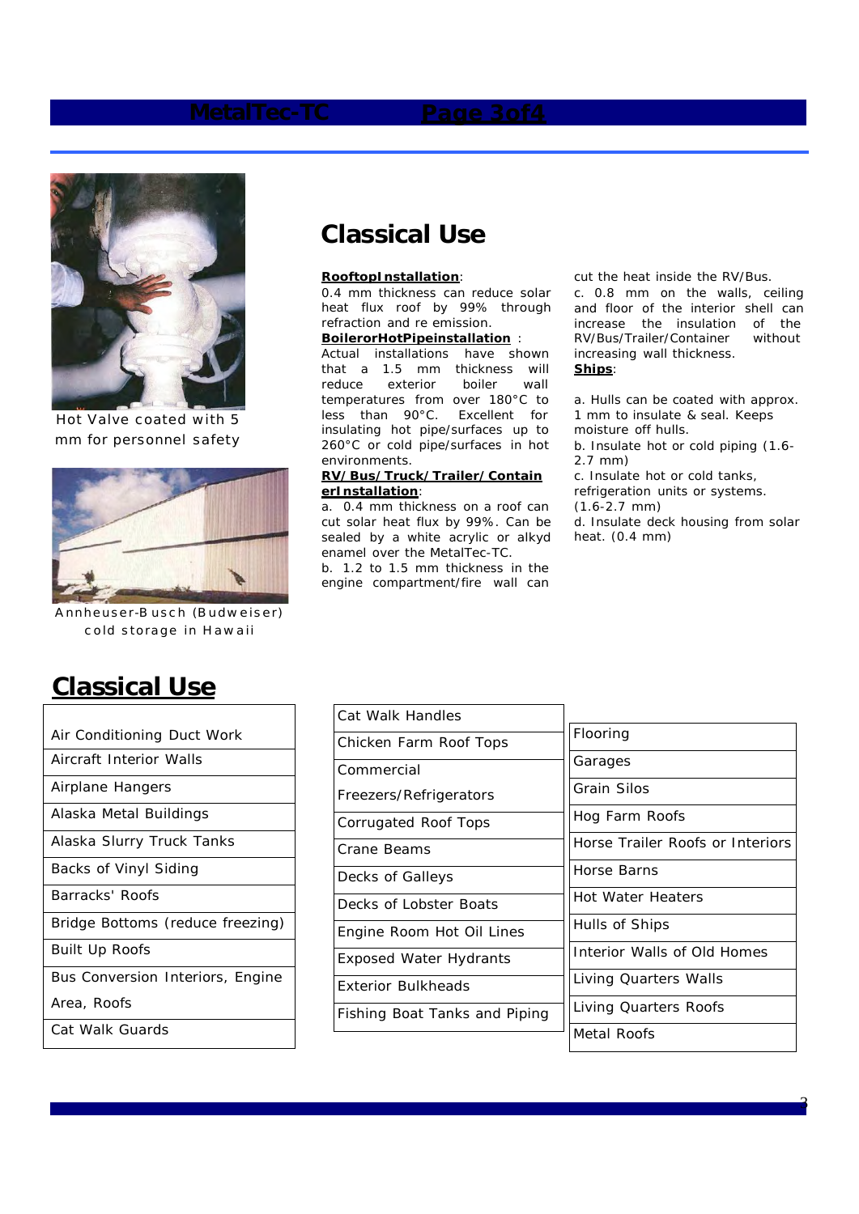Hot Valve coated with 5 mm for personnel safety

Annheuser-Busch (Budweiser) cold storage in Hawaii

## Classical Use

**RooftopInstallation**:
0.4 mm thickness can reduce solar heat flux roof by 99% through refraction and re emission.

**BoilerorHotPipeinstallation** :
Actual installations have shown that a 1.5 mm thickness will reduce exterior boiler wall temperatures from over 180°C to less than 90°C. Excellent for insulating hot pipe/surfaces up to 260°C or cold pipe/surfaces in hot environments.

**RV/Bus/Truck/Trailer/ContainerInstallation**:
a. 0.4 mm thickness on a roof can cut solar heat flux by 99%. Can be sealed by a white acrylic or alkyd enamel over the MetalTec-TC.
b. 1.2 to 1.5 mm thickness in the engine compartment/fire wall can cut the heat inside the RV/Bus.
c. 0.8 mm on the walls, ceiling and floor of the interior shell can increase the insulation of the RV/Bus/Trailer/Container without increasing wall thickness.

**Ships**:

a. Hulls can be coated with approx. 1 mm to insulate & seal. Keeps moisture off hulls.
b. Insulate hot or cold piping (1.6-2.7 mm)
c. Insulate hot or cold tanks, refrigeration units or systems. (1.6-2.7 mm)
d. Insulate deck housing from solar heat. (0.4 mm)

## Classical Use

| | | |
|---|---|---|
| Air Conditioning Duct Work | Cat Walk Handles | Flooring |
| Aircraft Interior Walls | Chicken Farm Roof Tops | Garages |
| Airplane Hangers | Commercial Freezers/Refrigerators | Grain Silos |
| Alaska Metal Buildings | Corrugated Roof Tops | Hog Farm Roofs |
| Alaska Slurry Truck Tanks | Crane Beams | Horse Trailer Roofs or Interiors |
| Backs of Vinyl Siding | Decks of Galleys | Horse Barns |
| Barracks' Roofs | Decks of Lobster Boats | Hot Water Heaters |
| Bridge Bottoms (reduce freezing) | Engine Room Hot Oil Lines | Hulls of Ships |
| Built Up Roofs | Exposed Water Hydrants | Interior Walls of Old Homes |
| Bus Conversion Interiors, Engine Area, Roofs | Exterior Bulkheads | Living Quarters Walls |
| Cat Walk Guards | Fishing Boat Tanks and Piping | Living Quarters Roofs |
| | | Metal Roofs |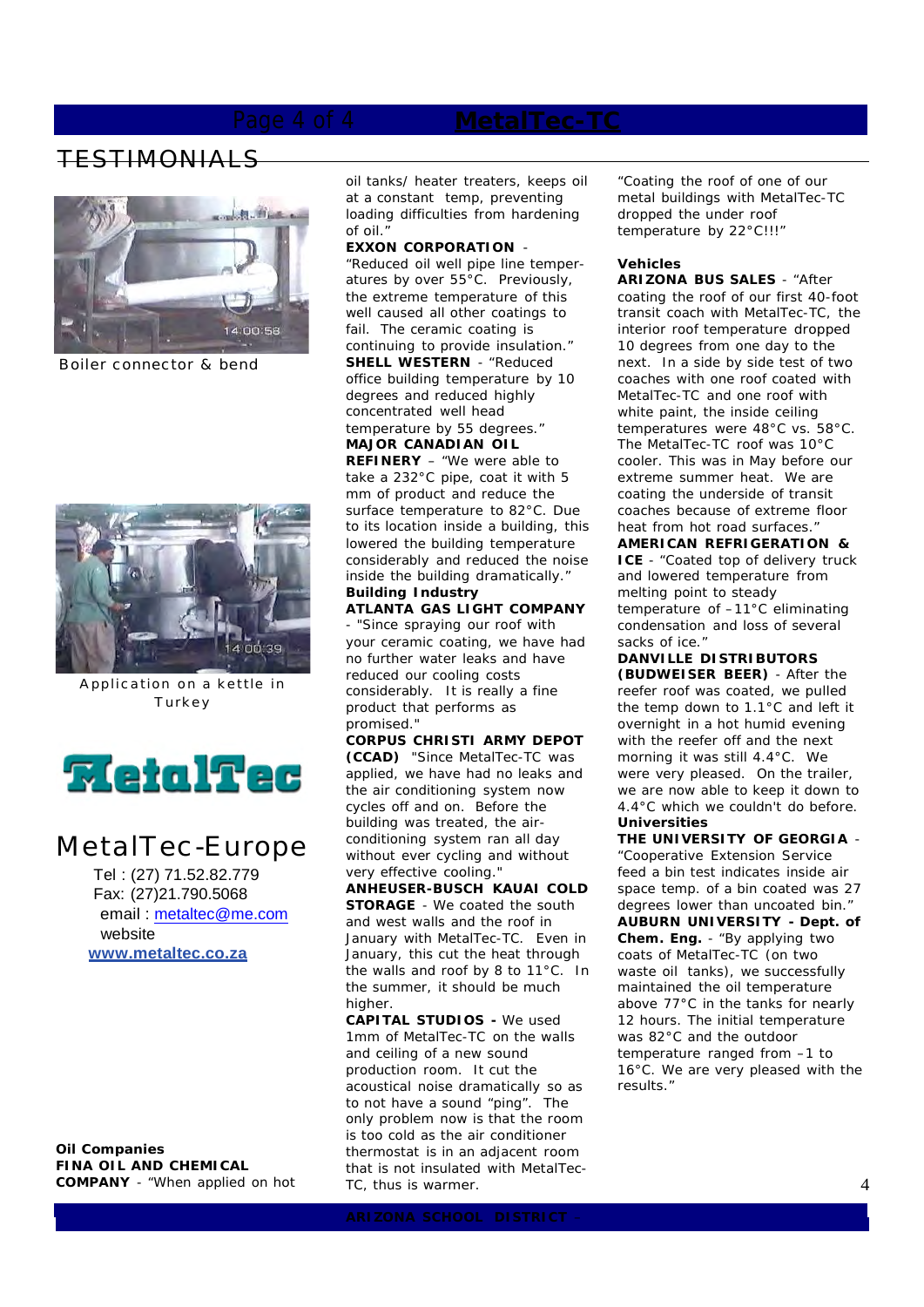# TESTIMONIALS

Boiler connector & bend

Application on a kettle in Turkey

MetalTec

## MetalTec-Europe

Tel : (27) 71.52.82.779
Fax: (27)21.790.5068
email : metaltec@me.com
website
**www.metaltec.co.za**

**Oil Companies**

**FINA OIL AND CHEMICAL COMPANY** - "When applied on hot oil tanks/ heater treaters, keeps oil at a constant temp, preventing loading difficulties from hardening of oil."

**EXXON CORPORATION** - "Reduced oil well pipe line temperatures by over 55°C. Previously, the extreme temperature of this well caused all other coatings to fail. The ceramic coating is continuing to provide insulation."

**SHELL WESTERN** - "Reduced office building temperature by 10 degrees and reduced highly concentrated well head temperature by 55 degrees."

**MAJOR CANADIAN OIL REFINERY** – "We were able to take a 232°C pipe, coat it with 5 mm of product and reduce the surface temperature to 82°C. Due to its location inside a building, this lowered the building temperature considerably and reduced the noise inside the building dramatically."

**Building Industry**

**ATLANTA GAS LIGHT COMPANY** - "Since spraying our roof with your ceramic coating, we have had no further water leaks and have reduced our cooling costs considerably. It is really a fine product that performs as promised."

**CORPUS CHRISTI ARMY DEPOT (CCAD)** "Since MetalTec-TC was applied, we have had no leaks and the air conditioning system now cycles off and on. Before the building was treated, the air-conditioning system ran all day without ever cycling and without very effective cooling."

**ANHEUSER-BUSCH KAUAI COLD STORAGE** - We coated the south and west walls and the roof in January with MetalTec-TC. Even in January, this cut the heat through the walls and roof by 8 to 11°C. In the summer, it should be much higher.

**CAPITAL STUDIOS -** We used 1mm of MetalTec-TC on the walls and ceiling of a new sound production room. It cut the acoustical noise dramatically so as to not have a sound "ping". The only problem now is that the room is too cold as the air conditioner thermostat is in an adjacent room that is not insulated with MetalTec-TC, thus is warmer.

**ARIZONA SCHOOL DISTRICT** - "Coating the roof of one of our metal buildings with MetalTec-TC dropped the under roof temperature by 22°C!!!"

**Vehicles**

**ARIZONA BUS SALES** - "After coating the roof of our first 40-foot transit coach with MetalTec-TC, the interior roof temperature dropped 10 degrees from one day to the next. In a side by side test of two coaches with one roof coated with MetalTec-TC and one roof with white paint, the inside ceiling temperatures were 48°C vs. 58°C. The MetalTec-TC roof was 10°C cooler. This was in May before our extreme summer heat. We are coating the underside of transit coaches because of extreme floor heat from hot road surfaces."

**AMERICAN REFRIGERATION & ICE** - "Coated top of delivery truck and lowered temperature from melting point to steady temperature of –11°C eliminating condensation and loss of several sacks of ice."

**DANVILLE DISTRIBUTORS (BUDWEISER BEER)** - After the reefer roof was coated, we pulled the temp down to 1.1°C and left it overnight in a hot humid evening with the reefer off and the next morning it was still 4.4°C. We were very pleased. On the trailer, we are now able to keep it down to 4.4°C which we couldn't do before.

**Universities**

**THE UNIVERSITY OF GEORGIA** - "Cooperative Extension Service feed a bin test indicates inside air space temp. of a bin coated was 27 degrees lower than uncoated bin."

**AUBURN UNIVERSITY - Dept. of Chem. Eng.** - "By applying two coats of MetalTec-TC (on two waste oil tanks), we successfully maintained the oil temperature above 77°C in the tanks for nearly 12 hours. The initial temperature was 82°C and the outdoor temperature ranged from –1 to 16°C. We are very pleased with the results."